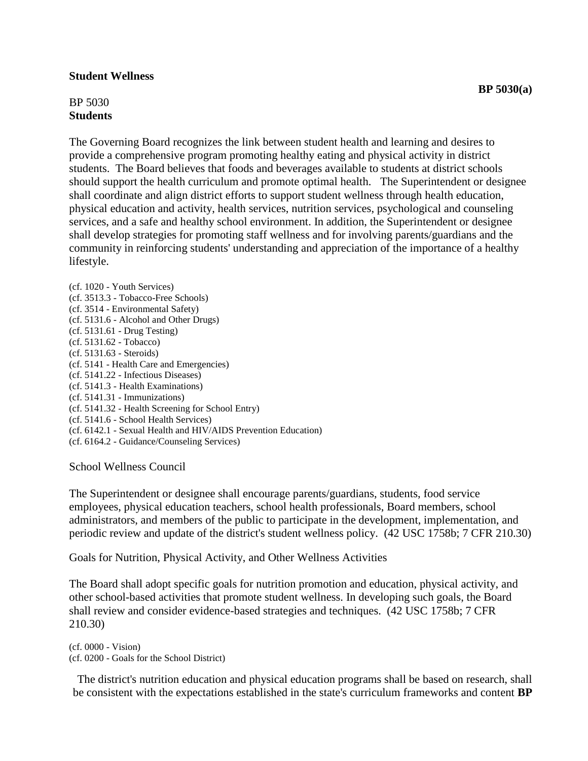**Student Wellness**

BP 5030
**Students**

The Governing Board recognizes the link between student health and learning and desires to provide a comprehensive program promoting healthy eating and physical activity in district students. The Board believes that foods and beverages available to students at district schools should support the health curriculum and promote optimal health. The Superintendent or designee shall coordinate and align district efforts to support student wellness through health education, physical education and activity, health services, nutrition services, psychological and counseling services, and a safe and healthy school environment. In addition, the Superintendent or designee shall develop strategies for promoting staff wellness and for involving parents/guardians and the community in reinforcing students' understanding and appreciation of the importance of a healthy lifestyle.

(cf. 1020 - Youth Services)
(cf. 3513.3 - Tobacco-Free Schools)
(cf. 3514 - Environmental Safety)
(cf. 5131.6 - Alcohol and Other Drugs)
(cf. 5131.61 - Drug Testing)
(cf. 5131.62 - Tobacco)
(cf. 5131.63 - Steroids)
(cf. 5141 - Health Care and Emergencies)
(cf. 5141.22 - Infectious Diseases)
(cf. 5141.3 - Health Examinations)
(cf. 5141.31 - Immunizations)
(cf. 5141.32 - Health Screening for School Entry)
(cf. 5141.6 - School Health Services)
(cf. 6142.1 - Sexual Health and HIV/AIDS Prevention Education)
(cf. 6164.2 - Guidance/Counseling Services)

School Wellness Council

The Superintendent or designee shall encourage parents/guardians, students, food service employees, physical education teachers, school health professionals, Board members, school administrators, and members of the public to participate in the development, implementation, and periodic review and update of the district's student wellness policy. (42 USC 1758b; 7 CFR 210.30)

Goals for Nutrition, Physical Activity, and Other Wellness Activities

The Board shall adopt specific goals for nutrition promotion and education, physical activity, and other school-based activities that promote student wellness. In developing such goals, the Board shall review and consider evidence-based strategies and techniques. (42 USC 1758b; 7 CFR 210.30)

(cf. 0000 - Vision)
(cf. 0200 - Goals for the School District)

The district's nutrition education and physical education programs shall be based on research, shall be consistent with the expectations established in the state's curriculum frameworks and content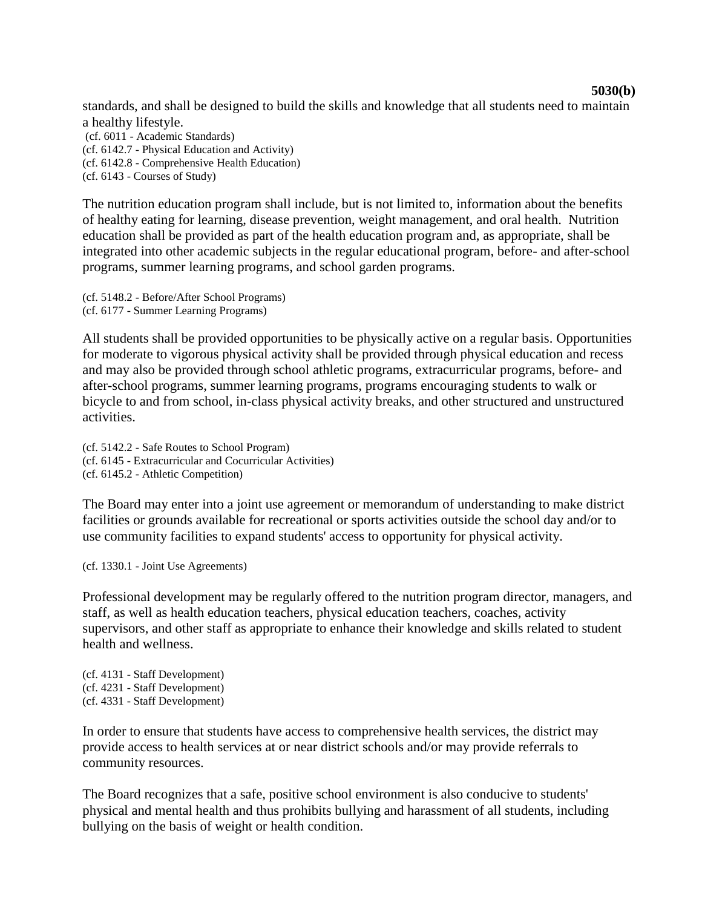standards, and shall be designed to build the skills and knowledge that all students need to maintain a healthy lifestyle.

(cf. 6011 - Academic Standards)
(cf. 6142.7 - Physical Education and Activity)
(cf. 6142.8 - Comprehensive Health Education)
(cf. 6143 - Courses of Study)

The nutrition education program shall include, but is not limited to, information about the benefits of healthy eating for learning, disease prevention, weight management, and oral health. Nutrition education shall be provided as part of the health education program and, as appropriate, shall be integrated into other academic subjects in the regular educational program, before- and after-school programs, summer learning programs, and school garden programs.

(cf. 5148.2 - Before/After School Programs)
(cf. 6177 - Summer Learning Programs)

All students shall be provided opportunities to be physically active on a regular basis. Opportunities for moderate to vigorous physical activity shall be provided through physical education and recess and may also be provided through school athletic programs, extracurricular programs, before- and after-school programs, summer learning programs, programs encouraging students to walk or bicycle to and from school, in-class physical activity breaks, and other structured and unstructured activities.

(cf. 5142.2 - Safe Routes to School Program)
(cf. 6145 - Extracurricular and Cocurricular Activities)
(cf. 6145.2 - Athletic Competition)

The Board may enter into a joint use agreement or memorandum of understanding to make district facilities or grounds available for recreational or sports activities outside the school day and/or to use community facilities to expand students' access to opportunity for physical activity.

(cf. 1330.1 - Joint Use Agreements)

Professional development may be regularly offered to the nutrition program director, managers, and staff, as well as health education teachers, physical education teachers, coaches, activity supervisors, and other staff as appropriate to enhance their knowledge and skills related to student health and wellness.

(cf. 4131 - Staff Development)
(cf. 4231 - Staff Development)
(cf. 4331 - Staff Development)

In order to ensure that students have access to comprehensive health services, the district may provide access to health services at or near district schools and/or may provide referrals to community resources.

The Board recognizes that a safe, positive school environment is also conducive to students' physical and mental health and thus prohibits bullying and harassment of all students, including bullying on the basis of weight or health condition.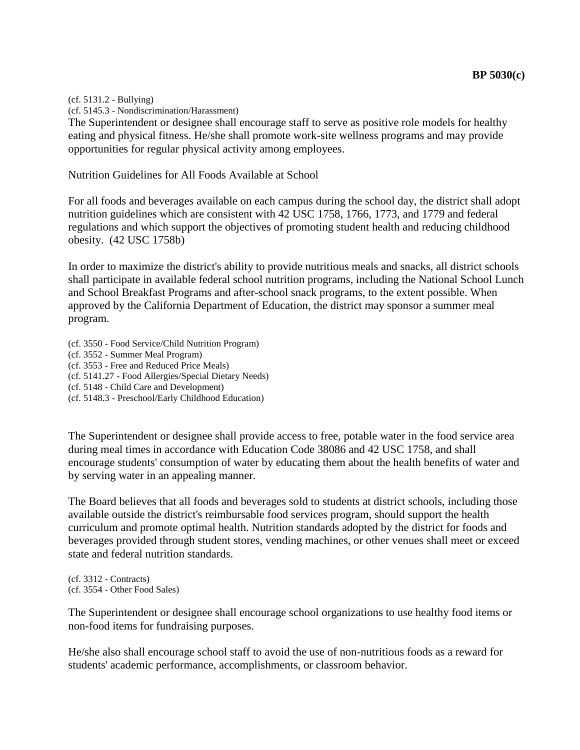(cf. 5131.2 - Bullying)
(cf. 5145.3 - Nondiscrimination/Harassment)

The Superintendent or designee shall encourage staff to serve as positive role models for healthy eating and physical fitness. He/she shall promote work-site wellness programs and may provide opportunities for regular physical activity among employees.

Nutrition Guidelines for All Foods Available at School

For all foods and beverages available on each campus during the school day, the district shall adopt nutrition guidelines which are consistent with 42 USC 1758, 1766, 1773, and 1779 and federal regulations and which support the objectives of promoting student health and reducing childhood obesity. (42 USC 1758b)

In order to maximize the district's ability to provide nutritious meals and snacks, all district schools shall participate in available federal school nutrition programs, including the National School Lunch and School Breakfast Programs and after-school snack programs, to the extent possible. When approved by the California Department of Education, the district may sponsor a summer meal program.

(cf. 3550 - Food Service/Child Nutrition Program)
(cf. 3552 - Summer Meal Program)
(cf. 3553 - Free and Reduced Price Meals)
(cf. 5141.27 - Food Allergies/Special Dietary Needs)
(cf. 5148 - Child Care and Development)
(cf. 5148.3 - Preschool/Early Childhood Education)

The Superintendent or designee shall provide access to free, potable water in the food service area during meal times in accordance with Education Code 38086 and 42 USC 1758, and shall encourage students' consumption of water by educating them about the health benefits of water and by serving water in an appealing manner.

The Board believes that all foods and beverages sold to students at district schools, including those available outside the district's reimbursable food services program, should support the health curriculum and promote optimal health. Nutrition standards adopted by the district for foods and beverages provided through student stores, vending machines, or other venues shall meet or exceed state and federal nutrition standards.

(cf. 3312 - Contracts)
(cf. 3554 - Other Food Sales)

The Superintendent or designee shall encourage school organizations to use healthy food items or non-food items for fundraising purposes.

He/she also shall encourage school staff to avoid the use of non-nutritious foods as a reward for students' academic performance, accomplishments, or classroom behavior.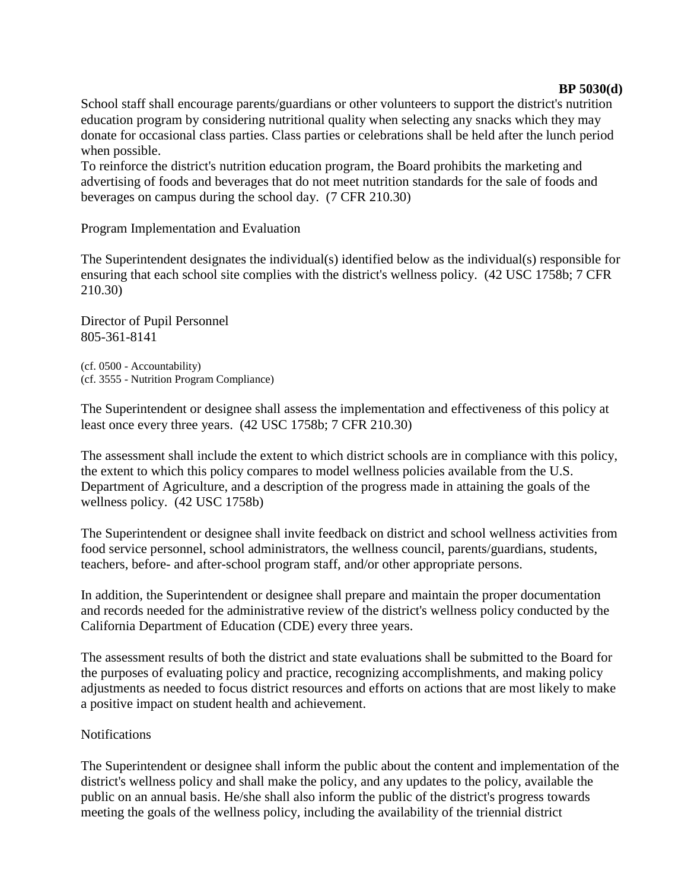School staff shall encourage parents/guardians or other volunteers to support the district's nutrition education program by considering nutritional quality when selecting any snacks which they may donate for occasional class parties. Class parties or celebrations shall be held after the lunch period when possible.

To reinforce the district's nutrition education program, the Board prohibits the marketing and advertising of foods and beverages that do not meet nutrition standards for the sale of foods and beverages on campus during the school day. (7 CFR 210.30)

Program Implementation and Evaluation

The Superintendent designates the individual(s) identified below as the individual(s) responsible for ensuring that each school site complies with the district's wellness policy. (42 USC 1758b; 7 CFR 210.30)

Director of Pupil Personnel
805-361-8141

(cf. 0500 - Accountability)
(cf. 3555 - Nutrition Program Compliance)

The Superintendent or designee shall assess the implementation and effectiveness of this policy at least once every three years. (42 USC 1758b; 7 CFR 210.30)

The assessment shall include the extent to which district schools are in compliance with this policy, the extent to which this policy compares to model wellness policies available from the U.S. Department of Agriculture, and a description of the progress made in attaining the goals of the wellness policy. (42 USC 1758b)

The Superintendent or designee shall invite feedback on district and school wellness activities from food service personnel, school administrators, the wellness council, parents/guardians, students, teachers, before- and after-school program staff, and/or other appropriate persons.

In addition, the Superintendent or designee shall prepare and maintain the proper documentation and records needed for the administrative review of the district's wellness policy conducted by the California Department of Education (CDE) every three years.

The assessment results of both the district and state evaluations shall be submitted to the Board for the purposes of evaluating policy and practice, recognizing accomplishments, and making policy adjustments as needed to focus district resources and efforts on actions that are most likely to make a positive impact on student health and achievement.

Notifications

The Superintendent or designee shall inform the public about the content and implementation of the district's wellness policy and shall make the policy, and any updates to the policy, available the public on an annual basis. He/she shall also inform the public of the district's progress towards meeting the goals of the wellness policy, including the availability of the triennial district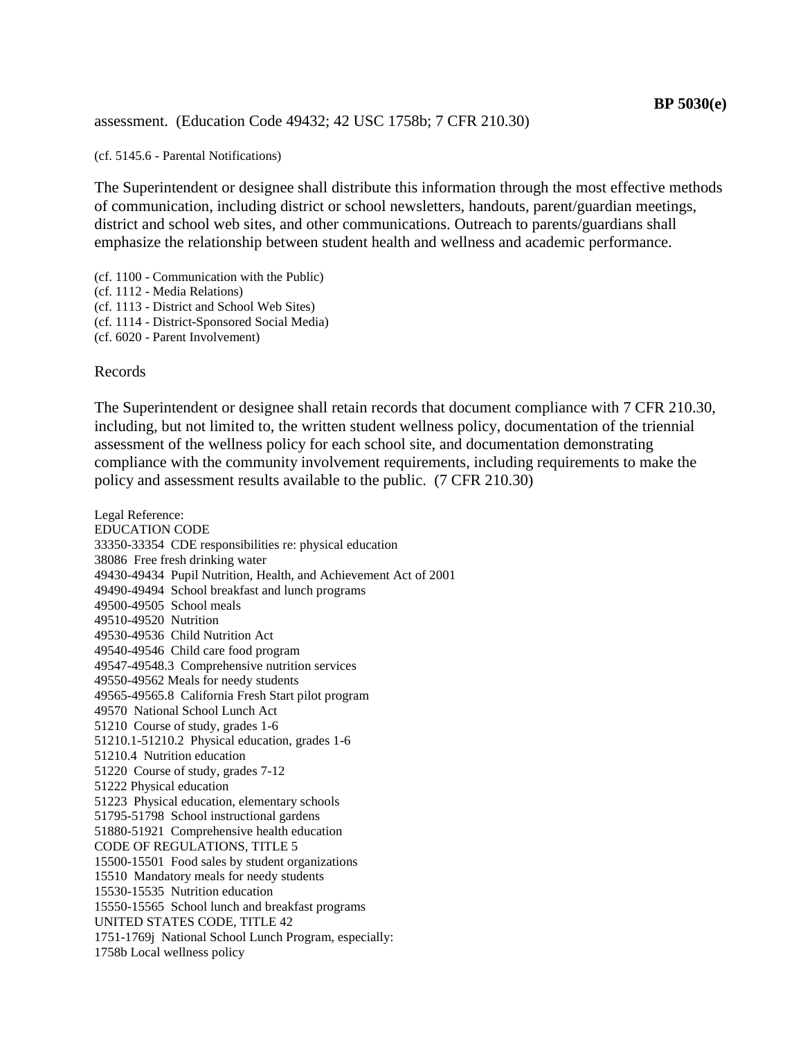assessment. (Education Code 49432; 42 USC 1758b; 7 CFR 210.30)

(cf. 5145.6 - Parental Notifications)

The Superintendent or designee shall distribute this information through the most effective methods of communication, including district or school newsletters, handouts, parent/guardian meetings, district and school web sites, and other communications. Outreach to parents/guardians shall emphasize the relationship between student health and wellness and academic performance.

(cf. 1100 - Communication with the Public)
(cf. 1112 - Media Relations)
(cf. 1113 - District and School Web Sites)
(cf. 1114 - District-Sponsored Social Media)
(cf. 6020 - Parent Involvement)

Records

The Superintendent or designee shall retain records that document compliance with 7 CFR 210.30, including, but not limited to, the written student wellness policy, documentation of the triennial assessment of the wellness policy for each school site, and documentation demonstrating compliance with the community involvement requirements, including requirements to make the policy and assessment results available to the public. (7 CFR 210.30)

Legal Reference:
EDUCATION CODE
33350-33354 CDE responsibilities re: physical education
38086 Free fresh drinking water
49430-49434 Pupil Nutrition, Health, and Achievement Act of 2001
49490-49494 School breakfast and lunch programs
49500-49505 School meals
49510-49520 Nutrition
49530-49536 Child Nutrition Act
49540-49546 Child care food program
49547-49548.3 Comprehensive nutrition services
49550-49562 Meals for needy students
49565-49565.8 California Fresh Start pilot program
49570 National School Lunch Act
51210 Course of study, grades 1-6
51210.1-51210.2 Physical education, grades 1-6
51210.4 Nutrition education
51220 Course of study, grades 7-12
51222 Physical education
51223 Physical education, elementary schools
51795-51798 School instructional gardens
51880-51921 Comprehensive health education
CODE OF REGULATIONS, TITLE 5
15500-15501 Food sales by student organizations
15510 Mandatory meals for needy students
15530-15535 Nutrition education
15550-15565 School lunch and breakfast programs
UNITED STATES CODE, TITLE 42
1751-1769j National School Lunch Program, especially:
1758b Local wellness policy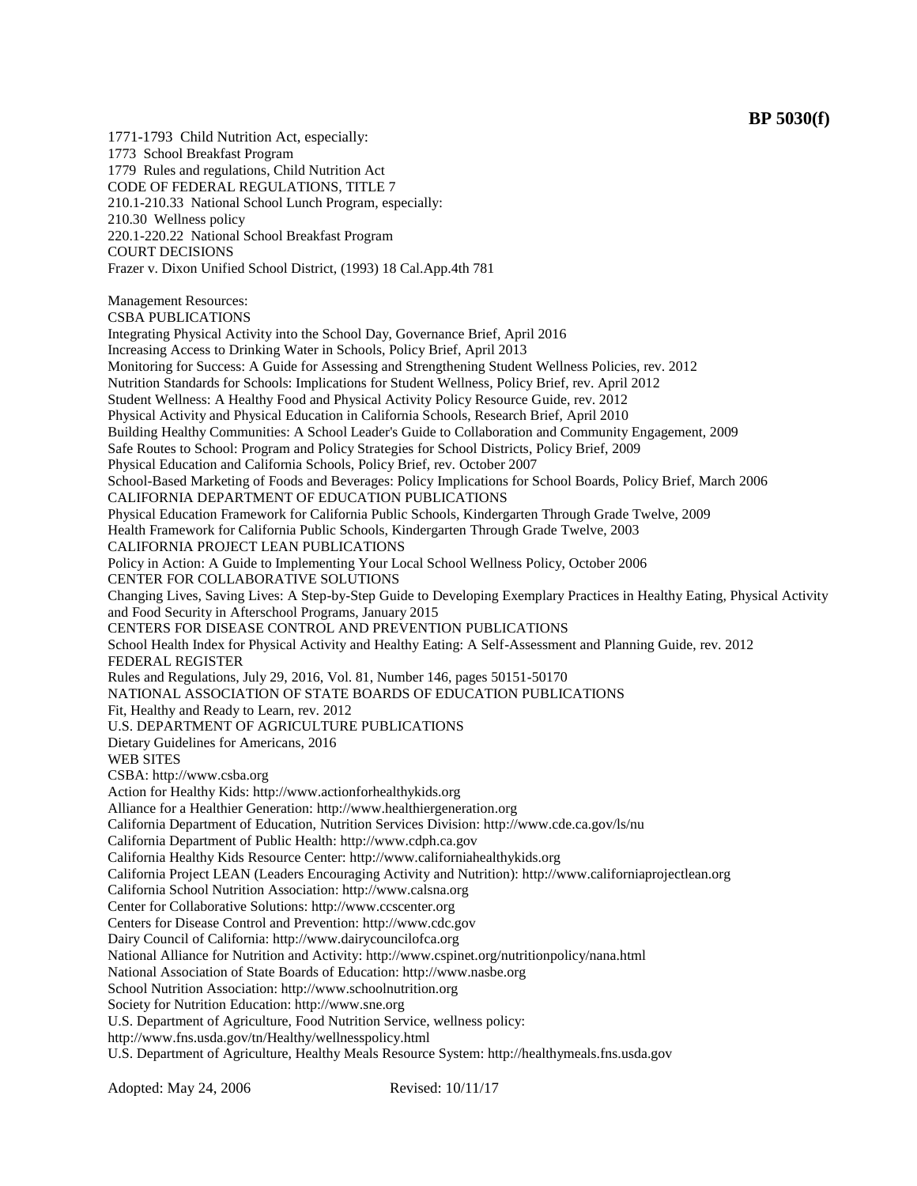1771-1793 Child Nutrition Act, especially:
1773 School Breakfast Program
1779 Rules and regulations, Child Nutrition Act
CODE OF FEDERAL REGULATIONS, TITLE 7
210.1-210.33 National School Lunch Program, especially:
210.30 Wellness policy
220.1-220.22 National School Breakfast Program
COURT DECISIONS
Frazer v. Dixon Unified School District, (1993) 18 Cal.App.4th 781

Management Resources:
CSBA PUBLICATIONS
Integrating Physical Activity into the School Day, Governance Brief, April 2016
Increasing Access to Drinking Water in Schools, Policy Brief, April 2013
Monitoring for Success: A Guide for Assessing and Strengthening Student Wellness Policies, rev. 2012
Nutrition Standards for Schools: Implications for Student Wellness, Policy Brief, rev. April 2012
Student Wellness: A Healthy Food and Physical Activity Policy Resource Guide, rev. 2012
Physical Activity and Physical Education in California Schools, Research Brief, April 2010
Building Healthy Communities: A School Leader's Guide to Collaboration and Community Engagement, 2009
Safe Routes to School: Program and Policy Strategies for School Districts, Policy Brief, 2009
Physical Education and California Schools, Policy Brief, rev. October 2007
School-Based Marketing of Foods and Beverages: Policy Implications for School Boards, Policy Brief, March 2006
CALIFORNIA DEPARTMENT OF EDUCATION PUBLICATIONS
Physical Education Framework for California Public Schools, Kindergarten Through Grade Twelve, 2009
Health Framework for California Public Schools, Kindergarten Through Grade Twelve, 2003
CALIFORNIA PROJECT LEAN PUBLICATIONS
Policy in Action: A Guide to Implementing Your Local School Wellness Policy, October 2006
CENTER FOR COLLABORATIVE SOLUTIONS
Changing Lives, Saving Lives: A Step-by-Step Guide to Developing Exemplary Practices in Healthy Eating, Physical Activity and Food Security in Afterschool Programs, January 2015
CENTERS FOR DISEASE CONTROL AND PREVENTION PUBLICATIONS
School Health Index for Physical Activity and Healthy Eating: A Self-Assessment and Planning Guide, rev. 2012
FEDERAL REGISTER
Rules and Regulations, July 29, 2016, Vol. 81, Number 146, pages 50151-50170
NATIONAL ASSOCIATION OF STATE BOARDS OF EDUCATION PUBLICATIONS
Fit, Healthy and Ready to Learn, rev. 2012
U.S. DEPARTMENT OF AGRICULTURE PUBLICATIONS
Dietary Guidelines for Americans, 2016
WEB SITES
CSBA: http://www.csba.org
Action for Healthy Kids: http://www.actionforhealthykids.org
Alliance for a Healthier Generation: http://www.healthiergeneration.org
California Department of Education, Nutrition Services Division: http://www.cde.ca.gov/ls/nu
California Department of Public Health: http://www.cdph.ca.gov
California Healthy Kids Resource Center: http://www.californiahealthykids.org
California Project LEAN (Leaders Encouraging Activity and Nutrition): http://www.californiaprojectlean.org
California School Nutrition Association: http://www.calsna.org
Center for Collaborative Solutions: http://www.ccscenter.org
Centers for Disease Control and Prevention: http://www.cdc.gov
Dairy Council of California: http://www.dairycouncilofca.org
National Alliance for Nutrition and Activity: http://www.cspinet.org/nutritionpolicy/nana.html
National Association of State Boards of Education: http://www.nasbe.org
School Nutrition Association: http://www.schoolnutrition.org
Society for Nutrition Education: http://www.sne.org
U.S. Department of Agriculture, Food Nutrition Service, wellness policy:
http://www.fns.usda.gov/tn/Healthy/wellnesspolicy.html
U.S. Department of Agriculture, Healthy Meals Resource System: http://healthymeals.fns.usda.gov

Adopted: May 24, 2006 Revised: 10/11/17